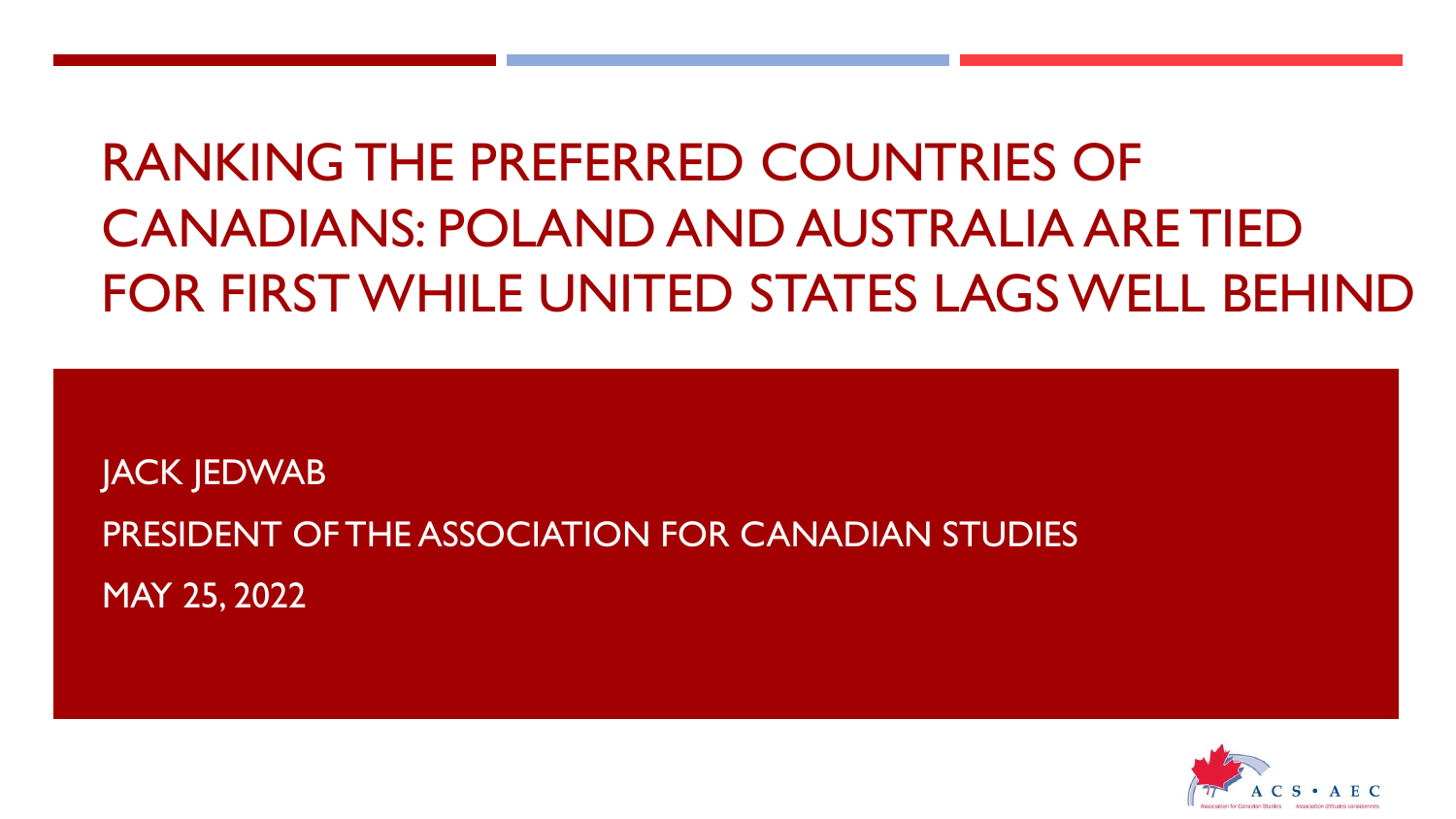# RANKING THE PREFERRED COUNTRIES OF CANADIANS: POLAND AND AUSTRALIA ARE TIED FOR FIRST WHILE UNITED STATES LAGS WELL BEHIND

JACK JEDWAB

PRESIDENT OF THE ASSOCIATION FOR CANADIAN STUDIES

MAY 25, 2022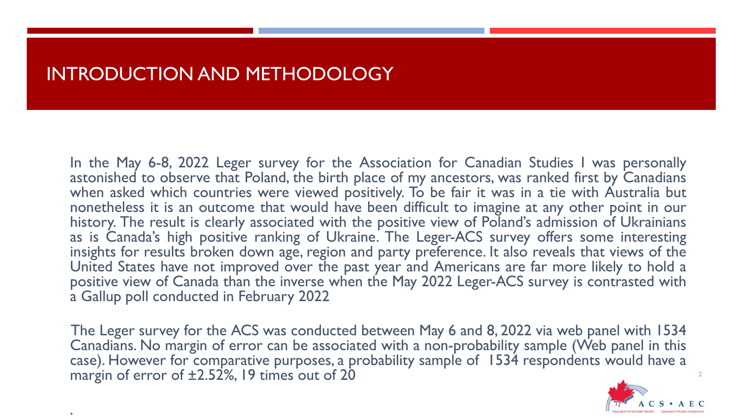# INTRODUCTION AND METHODOLOGY

In the May 6-8, 2022 Leger survey for the Association for Canadian Studies I was personally astonished to observe that Poland, the birth place of my ancestors, was ranked first by Canadians when asked which countries were viewed positively. To be fair it was in a tie with Australia but nonetheless it is an outcome that would have been difficult to imagine at any other point in our history. The result is clearly associated with the positive view of Poland's admission of Ukrainians as is Canada's high positive ranking of Ukraine. The Leger-ACS survey offers some interesting insights for results broken down age, region and party preference. It also reveals that views of the United States have not improved over the past year and Americans are far more likely to hold a positive view of Canada than the inverse when the May 2022 Leger-ACS survey is contrasted with a Gallup poll conducted in February 2022

The Leger survey for the ACS was conducted between May 6 and 8, 2022 via web panel with 1534 Canadians. No margin of error can be associated with a non-probability sample (Web panel in this case). However for comparative purposes, a probability sample of 1534 respondents would have a margin of error of ±2.52%, 19 times out of 20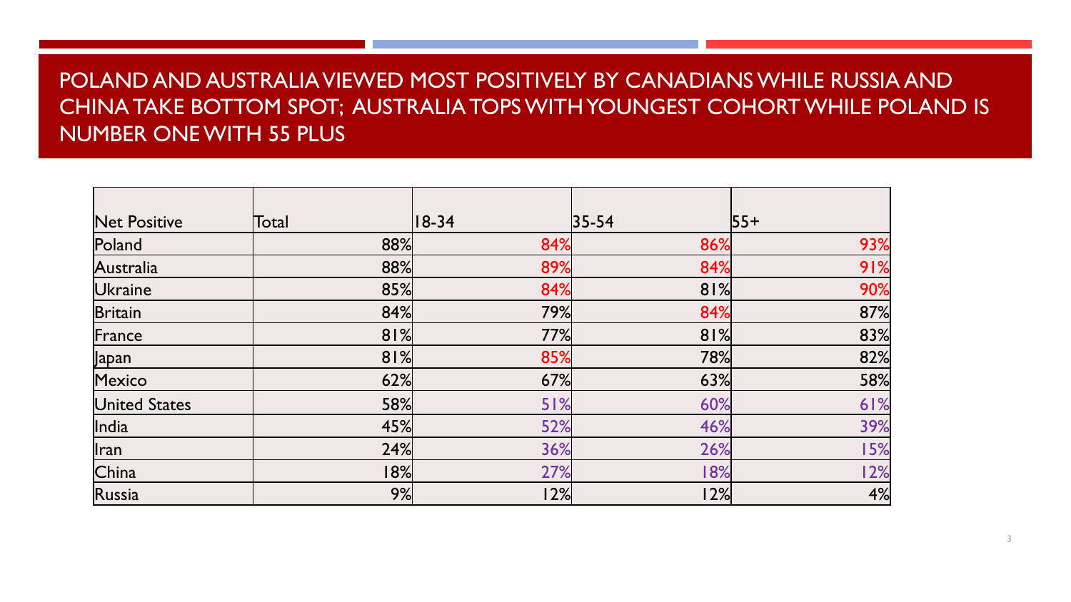# POLAND AND AUSTRALIA VIEWED MOST POSITIVELY BY CANADIANS WHILE RUSSIA AND CHINA TAKE BOTTOM SPOT; AUSTRALIA TOPS WITH YOUNGEST COHORT WHILE POLAND IS NUMBER ONE WITH 55 PLUS

| Net Positive | Total | 18-34 | 35-54 | 55+ |
|---|---|---|---|---|
| Poland | 88% | 84% | 86% | 93% |
| Australia | 88% | 89% | 84% | 91% |
| Ukraine | 85% | 84% | 81% | 90% |
| Britain | 84% | 79% | 84% | 87% |
| France | 81% | 77% | 81% | 83% |
| Japan | 81% | 85% | 78% | 82% |
| Mexico | 62% | 67% | 63% | 58% |
| United States | 58% | 51% | 60% | 61% |
| India | 45% | 52% | 46% | 39% |
| Iran | 24% | 36% | 26% | 15% |
| China | 18% | 27% | 18% | 12% |
| Russia | 9% | 12% | 12% | 4% |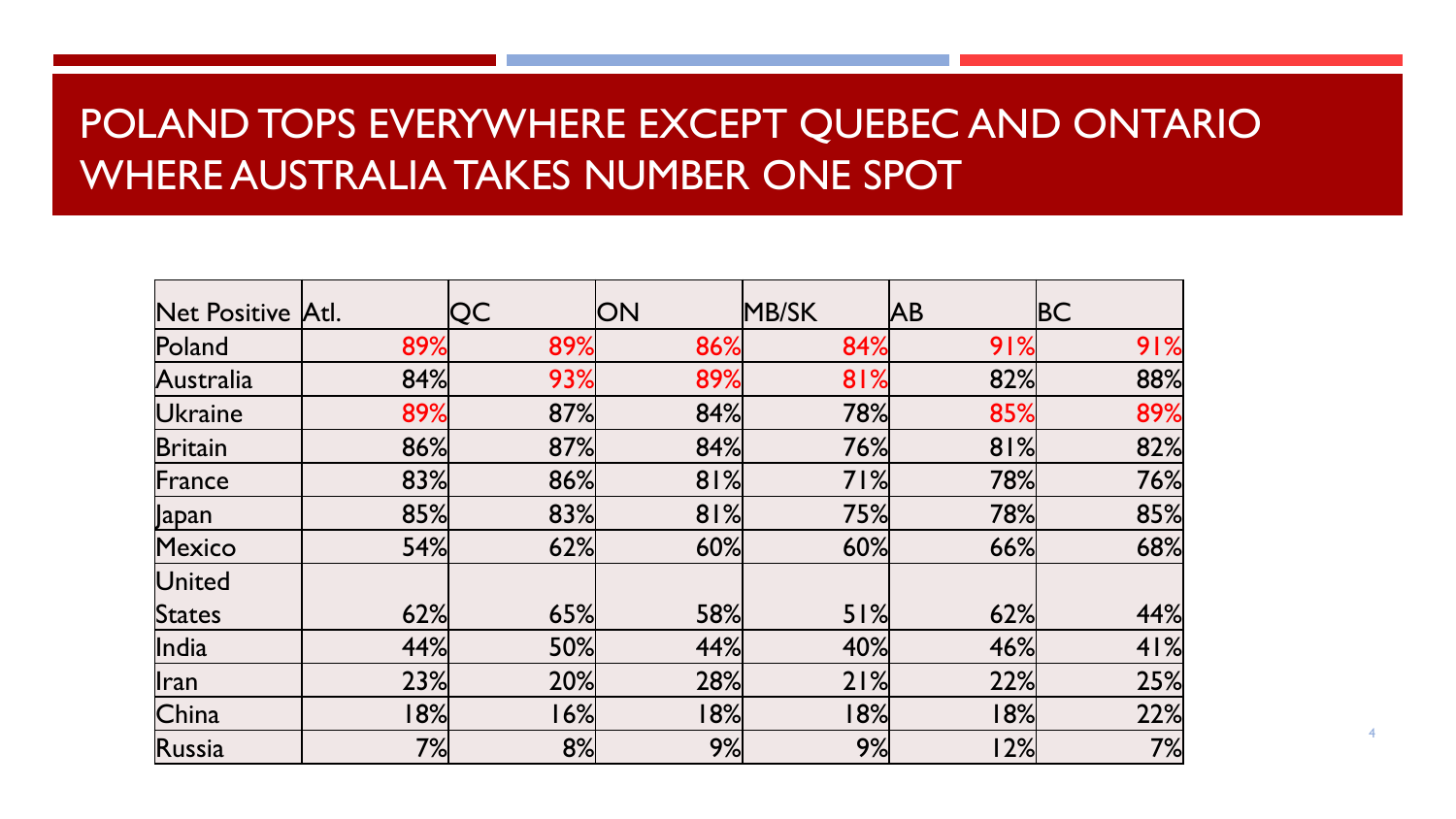# POLAND TOPS EVERYWHERE EXCEPT QUEBEC AND ONTARIO WHERE AUSTRALIA TAKES NUMBER ONE SPOT

| Net Positive | Atl. | QC | ON | MB/SK | AB | BC |
| --- | --- | --- | --- | --- | --- | --- |
| Poland | 89% | 89% | 86% | 84% | 91% | 91% |
| Australia | 84% | 93% | 89% | 81% | 82% | 88% |
| Ukraine | 89% | 87% | 84% | 78% | 85% | 89% |
| Britain | 86% | 87% | 84% | 76% | 81% | 82% |
| France | 83% | 86% | 81% | 71% | 78% | 76% |
| Japan | 85% | 83% | 81% | 75% | 78% | 85% |
| Mexico | 54% | 62% | 60% | 60% | 66% | 68% |
| United States | 62% | 65% | 58% | 51% | 62% | 44% |
| India | 44% | 50% | 44% | 40% | 46% | 41% |
| Iran | 23% | 20% | 28% | 21% | 22% | 25% |
| China | 18% | 16% | 18% | 18% | 18% | 22% |
| Russia | 7% | 8% | 9% | 9% | 12% | 7% |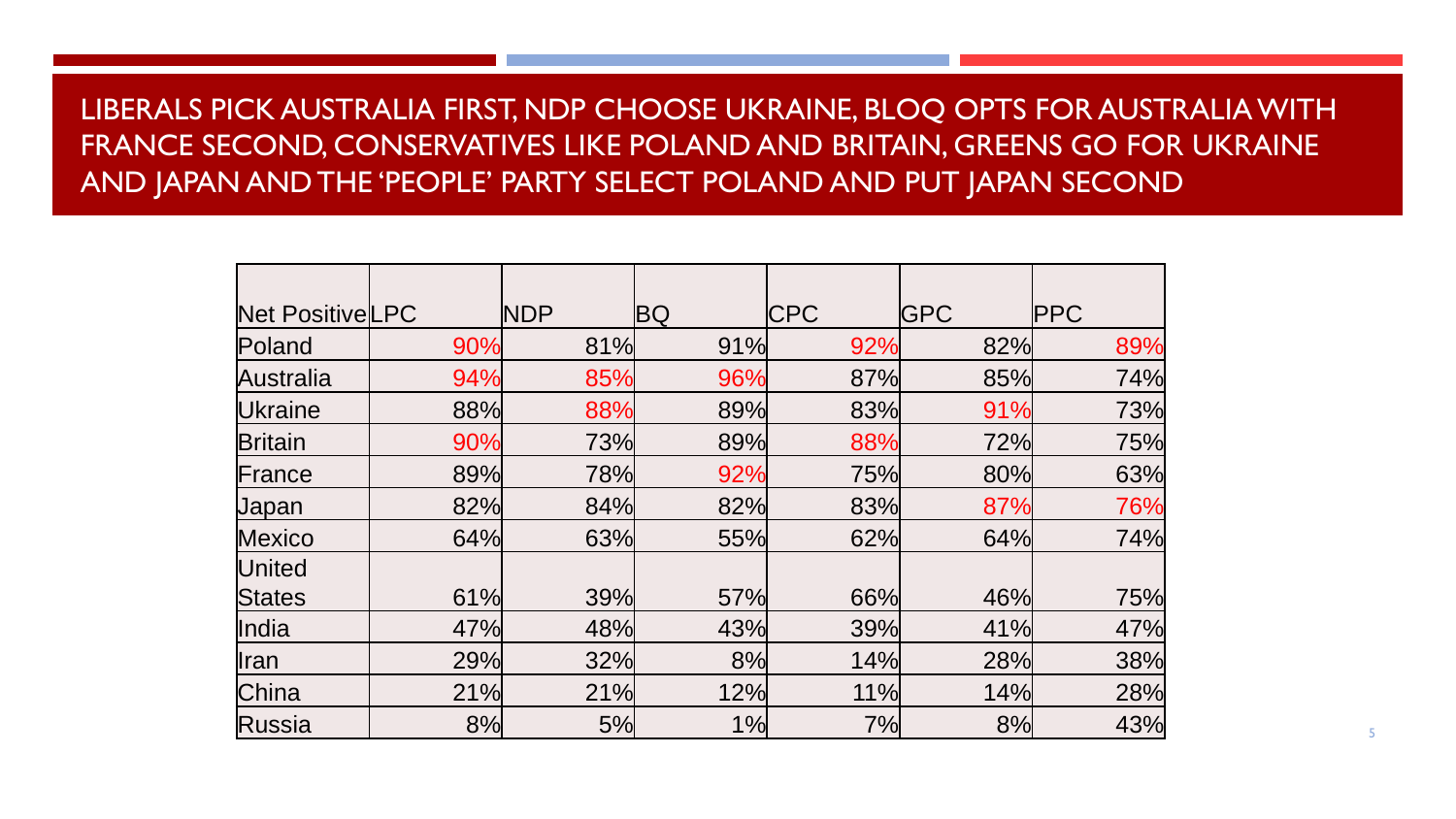# LIBERALS PICK AUSTRALIA FIRST, NDP CHOOSE UKRAINE, BLOQ OPTS FOR AUSTRALIA WITH FRANCE SECOND, CONSERVATIVES LIKE POLAND AND BRITAIN, GREENS GO FOR UKRAINE AND JAPAN AND THE 'PEOPLE' PARTY SELECT POLAND AND PUT JAPAN SECOND

| Net Positive | LPC | NDP | BQ | CPC | GPC | PPC |
|---|---|---|---|---|---|---|
| Poland | 90% | 81% | 91% | 92% | 82% | 89% |
| Australia | 94% | 85% | 96% | 87% | 85% | 74% |
| Ukraine | 88% | 88% | 89% | 83% | 91% | 73% |
| Britain | 90% | 73% | 89% | 88% | 72% | 75% |
| France | 89% | 78% | 92% | 75% | 80% | 63% |
| Japan | 82% | 84% | 82% | 83% | 87% | 76% |
| Mexico | 64% | 63% | 55% | 62% | 64% | 74% |
| United States | 61% | 39% | 57% | 66% | 46% | 75% |
| India | 47% | 48% | 43% | 39% | 41% | 47% |
| Iran | 29% | 32% | 8% | 14% | 28% | 38% |
| China | 21% | 21% | 12% | 11% | 14% | 28% |
| Russia | 8% | 5% | 1% | 7% | 8% | 43% |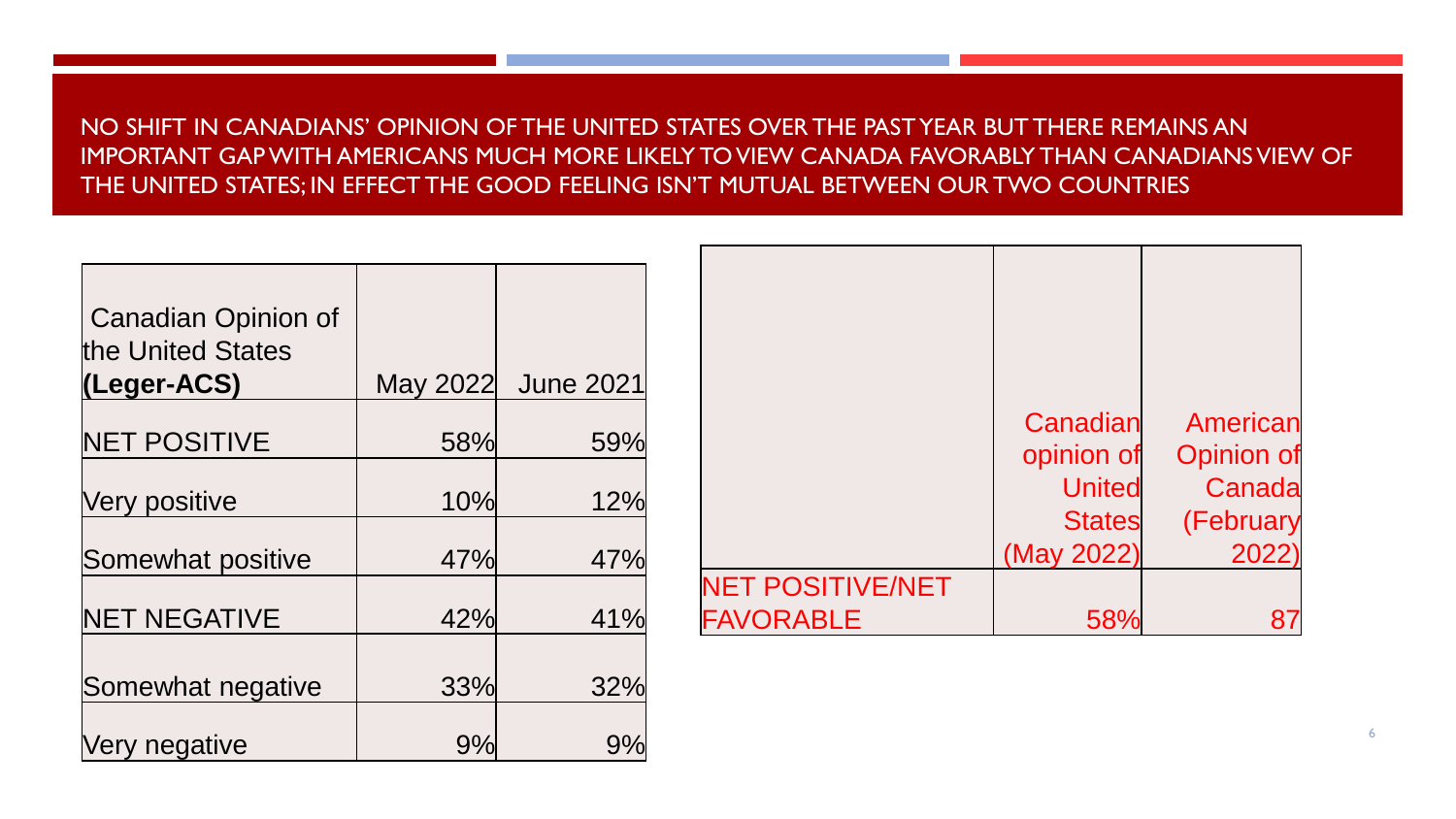## NO SHIFT IN CANADIANS' OPINION OF THE UNITED STATES OVER THE PAST YEAR BUT THERE REMAINS AN IMPORTANT GAP WITH AMERICANS MUCH MORE LIKELY TO VIEW CANADA FAVORABLY THAN CANADIANS VIEW OF THE UNITED STATES; IN EFFECT THE GOOD FEELING ISN'T MUTUAL BETWEEN OUR TWO COUNTRIES

| Canadian Opinion of the United States **(Leger-ACS)** | May 2022 | June 2021 |
|---|---|---|
| NET POSITIVE | 58% | 59% |
| Very positive | 10% | 12% |
| Somewhat positive | 47% | 47% |
| NET NEGATIVE | 42% | 41% |
| Somewhat negative | 33% | 32% |
| Very negative | 9% | 9% |

| | Canadian opinion of United States (May 2022) | American Opinion of Canada (February 2022) |
|---|---|---|
| NET POSITIVE/NET FAVORABLE | 58% | 87 |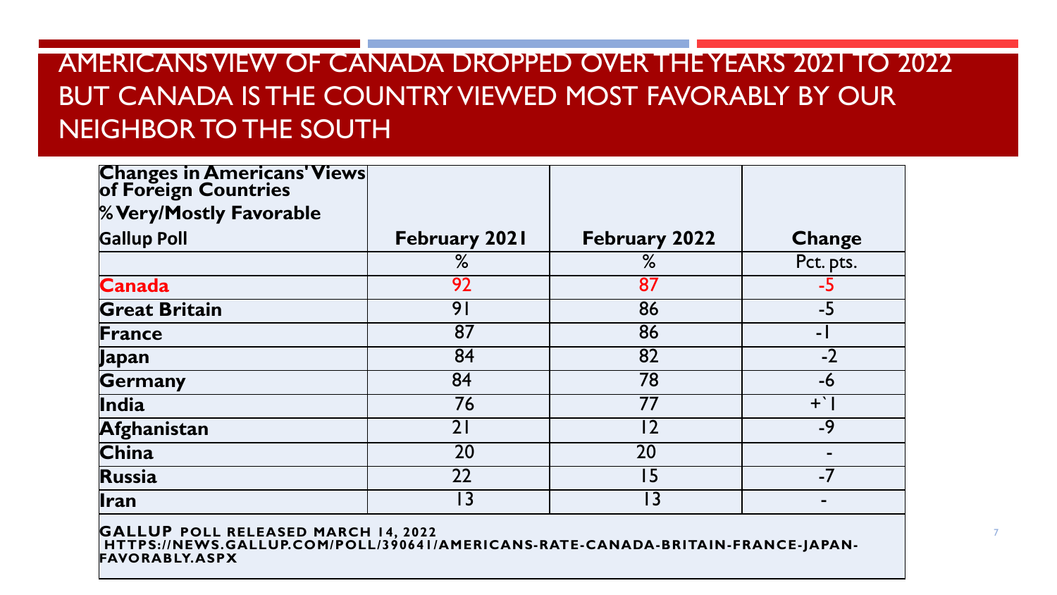# AMERICANS VIEW OF CANADA DROPPED OVER THE YEARS 2021 TO 2022 BUT CANADA IS THE COUNTRY VIEWED MOST FAVORABLY BY OUR NEIGHBOR TO THE SOUTH

| **Changes in Americans' Views of Foreign Countries**<br>**% Very/Mostly Favorable**<br>**Gallup Poll** | **February 2021** | **February 2022** | **Change** |
|---|---|---|---|
| | % | % | Pct. pts. |
| **Canada** | 92 | 87 | -5 |
| **Great Britain** | 91 | 86 | -5 |
| **France** | 87 | 86 | -1 |
| **Japan** | 84 | 82 | -2 |
| **Germany** | 84 | 78 | -6 |
| **India** | 76 | 77 | +`1 |
| **Afghanistan** | 21 | 12 | -9 |
| **China** | 20 | 20 | - |
| **Russia** | 22 | 15 | -7 |
| **Iran** | 13 | 13 | - |

**GALLUP POLL RELEASED MARCH 14, 2022**
**HTTPS://NEWS.GALLUP.COM/POLL/390641/AMERICANS-RATE-CANADA-BRITAIN-FRANCE-JAPAN-FAVORABLY.ASPX**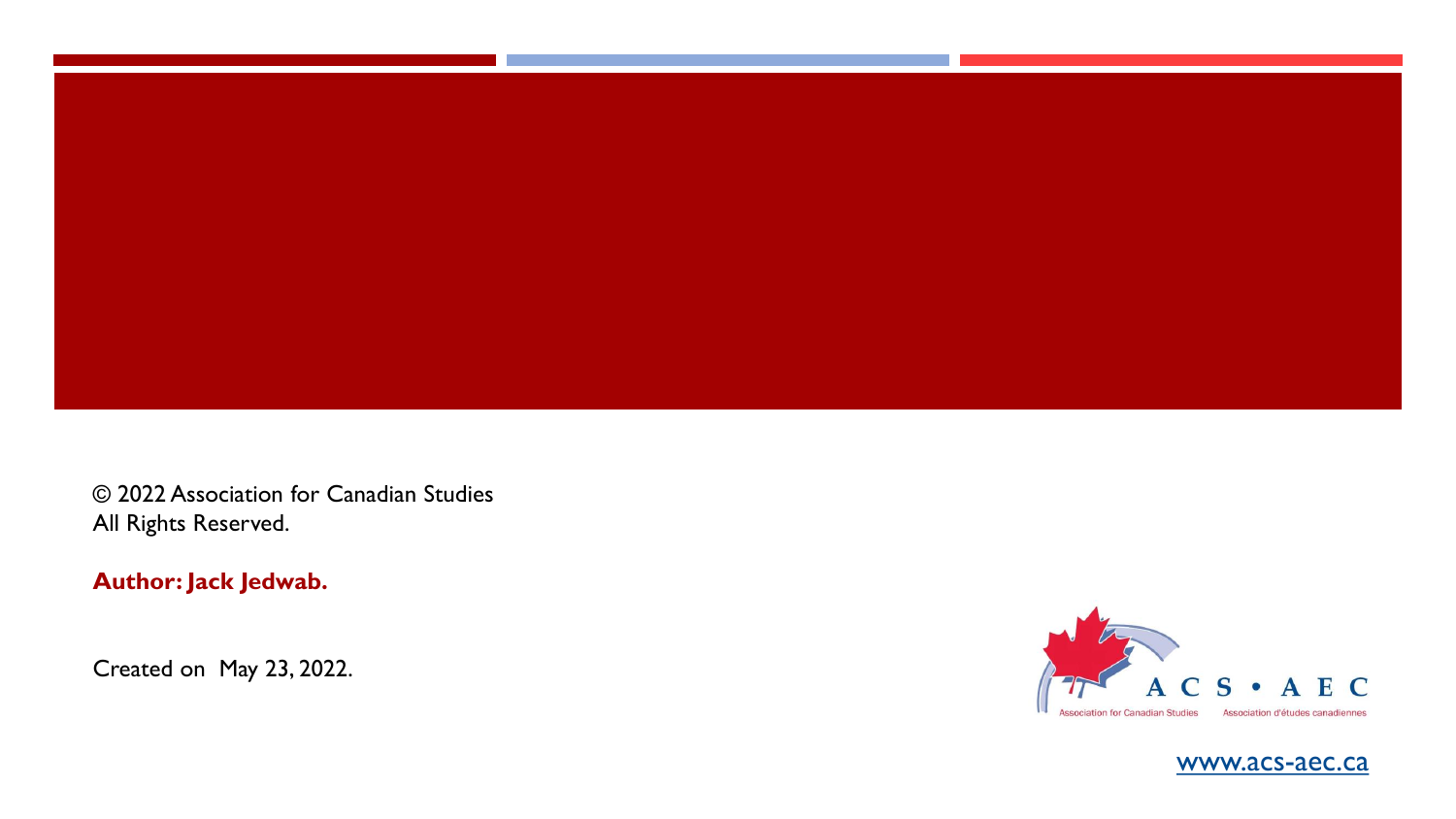© 2022 Association for Canadian Studies
All Rights Reserved.

**Author: Jack Jedwab.**

Created on May 23, 2022.

A C S • A E C

Association for Canadian Studies Association d'études canadiennes

www.acs-aec.ca